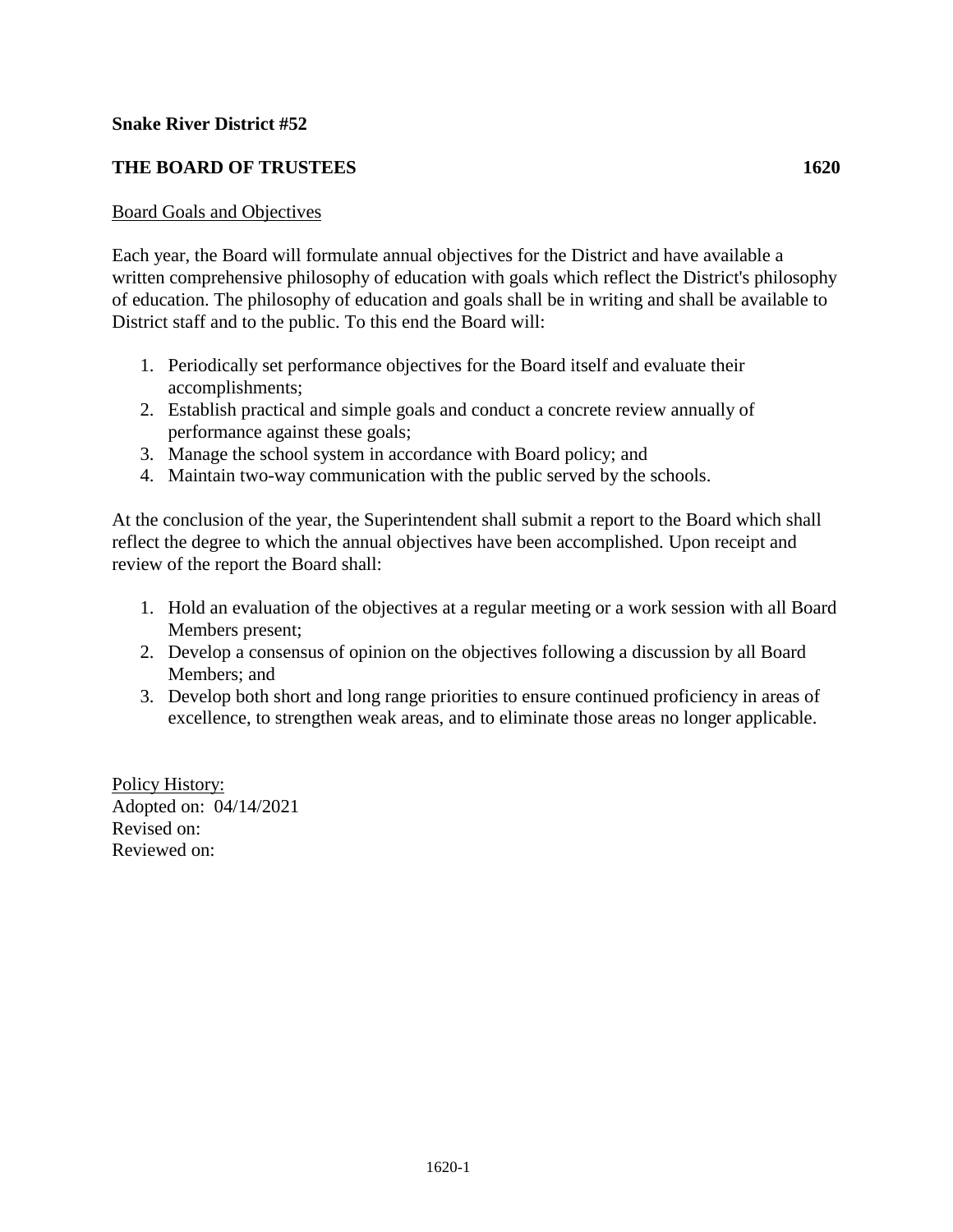**Snake River District #52**

**THE BOARD OF TRUSTEES 1620**

Board Goals and Objectives

Each year, the Board will formulate annual objectives for the District and have available a written comprehensive philosophy of education with goals which reflect the District's philosophy of education. The philosophy of education and goals shall be in writing and shall be available to District staff and to the public. To this end the Board will:

1. Periodically set performance objectives for the Board itself and evaluate their accomplishments;
2. Establish practical and simple goals and conduct a concrete review annually of performance against these goals;
3. Manage the school system in accordance with Board policy; and
4. Maintain two-way communication with the public served by the schools.

At the conclusion of the year, the Superintendent shall submit a report to the Board which shall reflect the degree to which the annual objectives have been accomplished. Upon receipt and review of the report the Board shall:

1. Hold an evaluation of the objectives at a regular meeting or a work session with all Board Members present;
2. Develop a consensus of opinion on the objectives following a discussion by all Board Members; and
3. Develop both short and long range priorities to ensure continued proficiency in areas of excellence, to strengthen weak areas, and to eliminate those areas no longer applicable.

Policy History:
Adopted on: 04/14/2021
Revised on:
Reviewed on: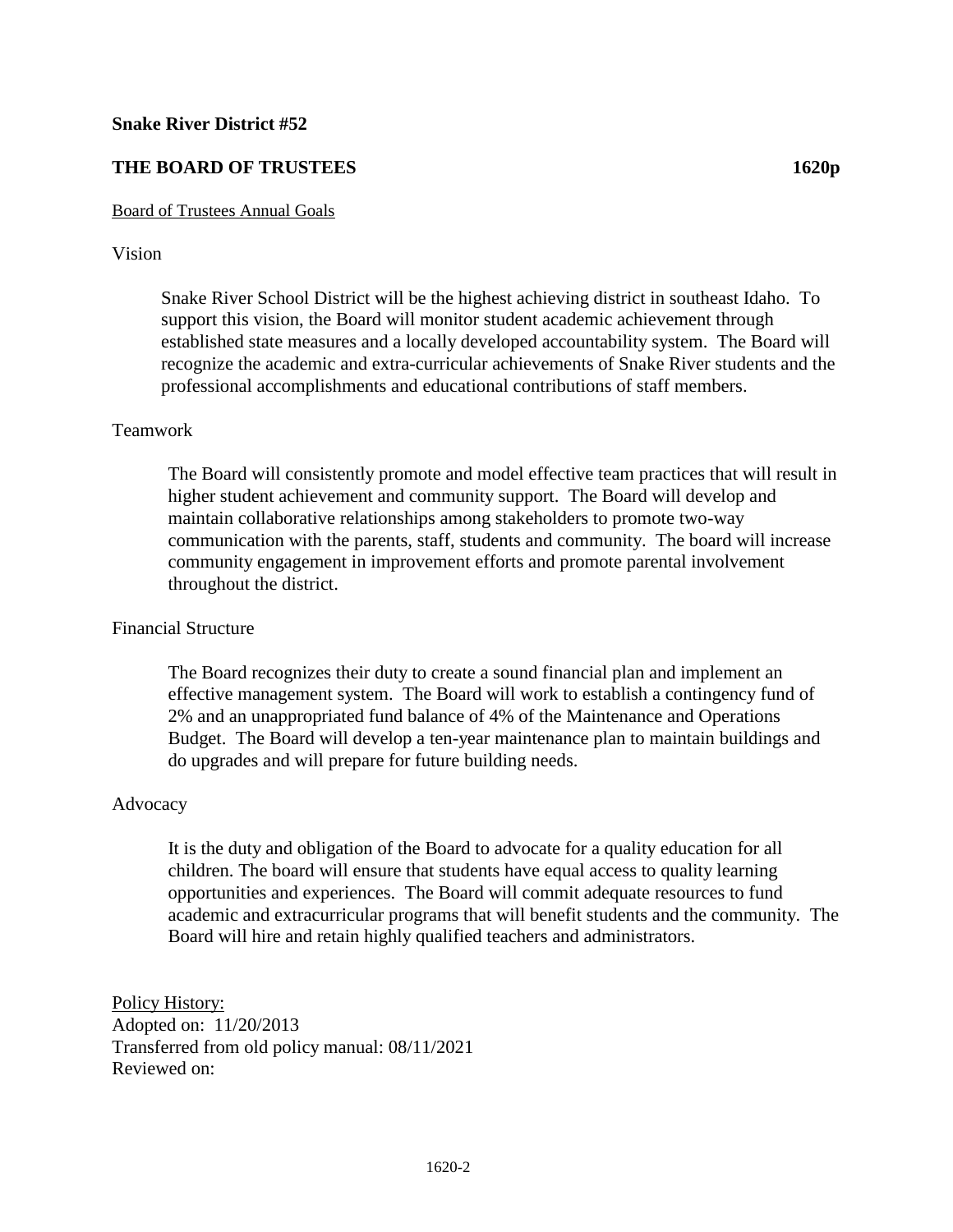**Snake River District #52**

**THE BOARD OF TRUSTEES 1620p**

Board of Trustees Annual Goals

Vision

Snake River School District will be the highest achieving district in southeast Idaho. To support this vision, the Board will monitor student academic achievement through established state measures and a locally developed accountability system. The Board will recognize the academic and extra-curricular achievements of Snake River students and the professional accomplishments and educational contributions of staff members.

Teamwork

The Board will consistently promote and model effective team practices that will result in higher student achievement and community support. The Board will develop and maintain collaborative relationships among stakeholders to promote two-way communication with the parents, staff, students and community. The board will increase community engagement in improvement efforts and promote parental involvement throughout the district.

Financial Structure

The Board recognizes their duty to create a sound financial plan and implement an effective management system. The Board will work to establish a contingency fund of 2% and an unappropriated fund balance of 4% of the Maintenance and Operations Budget. The Board will develop a ten-year maintenance plan to maintain buildings and do upgrades and will prepare for future building needs.

Advocacy

It is the duty and obligation of the Board to advocate for a quality education for all children. The board will ensure that students have equal access to quality learning opportunities and experiences. The Board will commit adequate resources to fund academic and extracurricular programs that will benefit students and the community. The Board will hire and retain highly qualified teachers and administrators.

Policy History:
Adopted on: 11/20/2013
Transferred from old policy manual: 08/11/2021
Reviewed on: